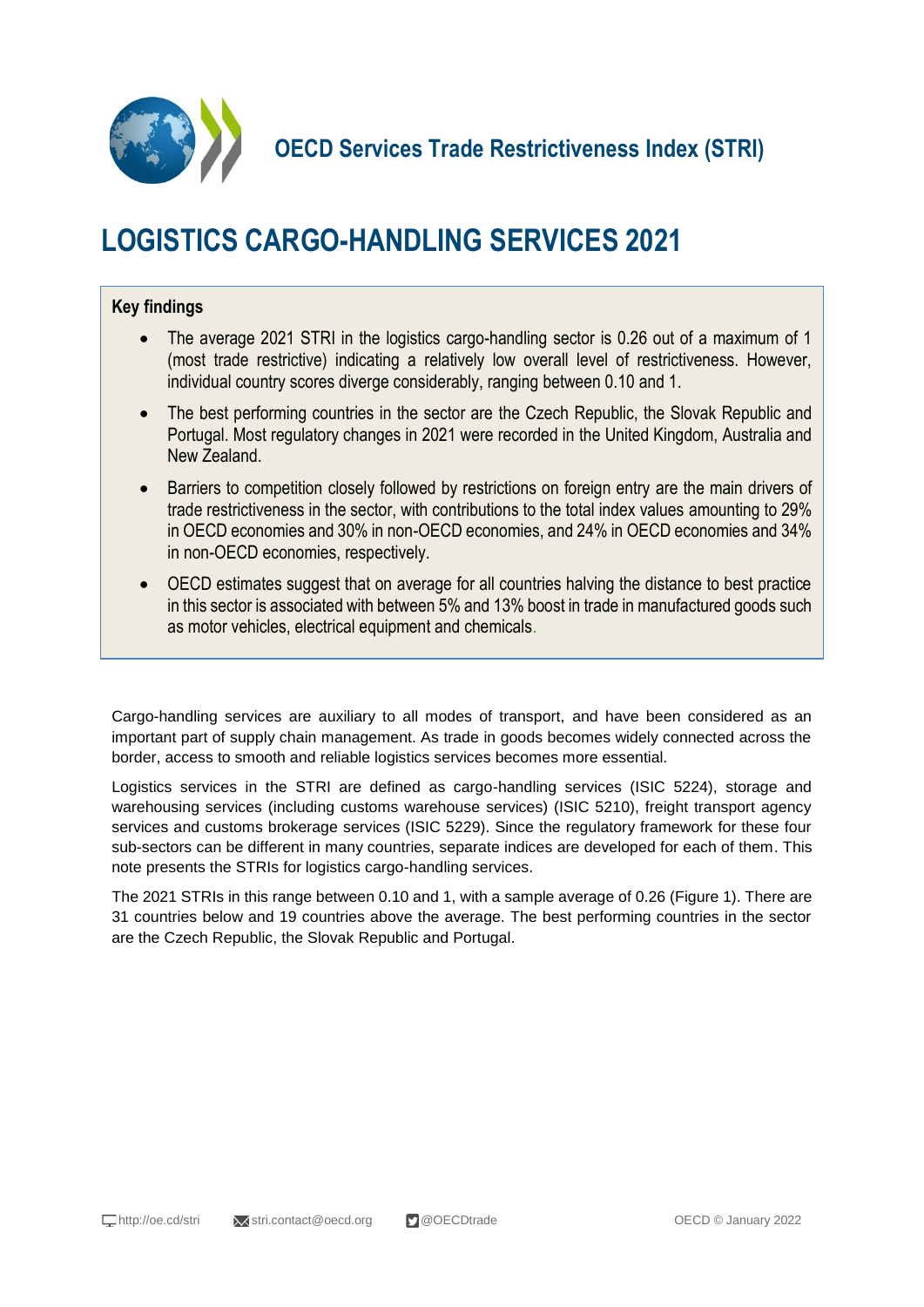OECD Services Trade Restrictiveness Index (STRI)

# LOGISTICS CARGO-HANDLING SERVICES 2021

**Key findings**

- The average 2021 STRI in the logistics cargo-handling sector is 0.26 out of a maximum of 1 (most trade restrictive) indicating a relatively low overall level of restrictiveness. However, individual country scores diverge considerably, ranging between 0.10 and 1.
- The best performing countries in the sector are the Czech Republic, the Slovak Republic and Portugal. Most regulatory changes in 2021 were recorded in the United Kingdom, Australia and New Zealand.
- Barriers to competition closely followed by restrictions on foreign entry are the main drivers of trade restrictiveness in the sector, with contributions to the total index values amounting to 29% in OECD economies and 30% in non-OECD economies, and 24% in OECD economies and 34% in non-OECD economies, respectively.
- OECD estimates suggest that on average for all countries halving the distance to best practice in this sector is associated with between 5% and 13% boost in trade in manufactured goods such as motor vehicles, electrical equipment and chemicals.

Cargo-handling services are auxiliary to all modes of transport, and have been considered as an important part of supply chain management. As trade in goods becomes widely connected across the border, access to smooth and reliable logistics services becomes more essential.

Logistics services in the STRI are defined as cargo-handling services (ISIC 5224), storage and warehousing services (including customs warehouse services) (ISIC 5210), freight transport agency services and customs brokerage services (ISIC 5229). Since the regulatory framework for these four sub-sectors can be different in many countries, separate indices are developed for each of them. This note presents the STRIs for logistics cargo-handling services.

The 2021 STRIs in this range between 0.10 and 1, with a sample average of 0.26 (Figure 1). There are 31 countries below and 19 countries above the average. The best performing countries in the sector are the Czech Republic, the Slovak Republic and Portugal.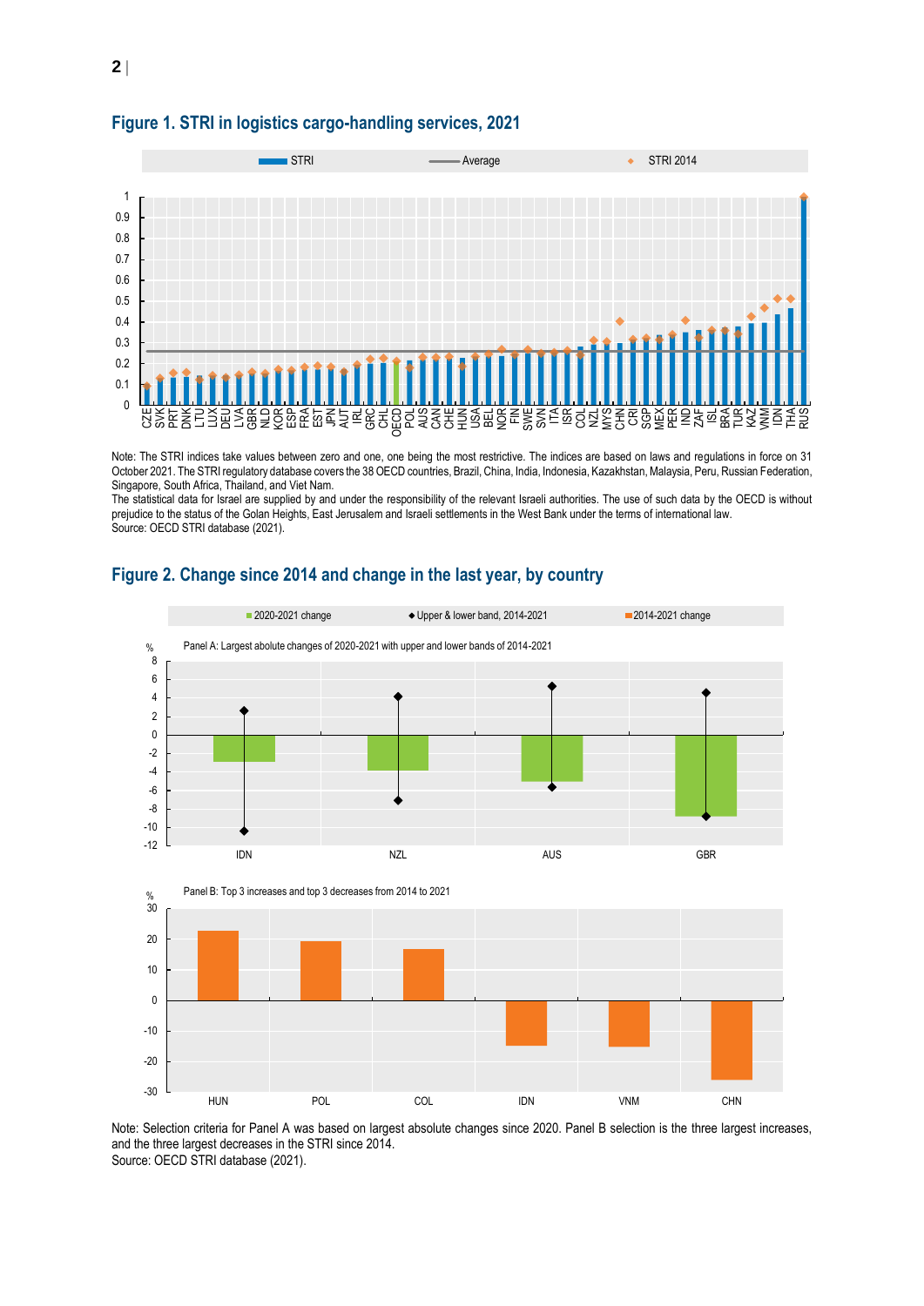## Figure 1. STRI in logistics cargo-handling services, 2021

Note: The STRI indices take values between zero and one, one being the most restrictive. The indices are based on laws and regulations in force on 31 October 2021. The STRI regulatory database covers the 38 OECD countries, Brazil, China, India, Indonesia, Kazakhstan, Malaysia, Peru, Russian Federation, Singapore, South Africa, Thailand, and Viet Nam.

The statistical data for Israel are supplied by and under the responsibility of the relevant Israeli authorities. The use of such data by the OECD is without prejudice to the status of the Golan Heights, East Jerusalem and Israeli settlements in the West Bank under the terms of international law.

Source: OECD STRI database (2021).

## Figure 2. Change since 2014 and change in the last year, by country

Note: Selection criteria for Panel A was based on largest absolute changes since 2020. Panel B selection is the three largest increases, and the three largest decreases in the STRI since 2014.

Source: OECD STRI database (2021).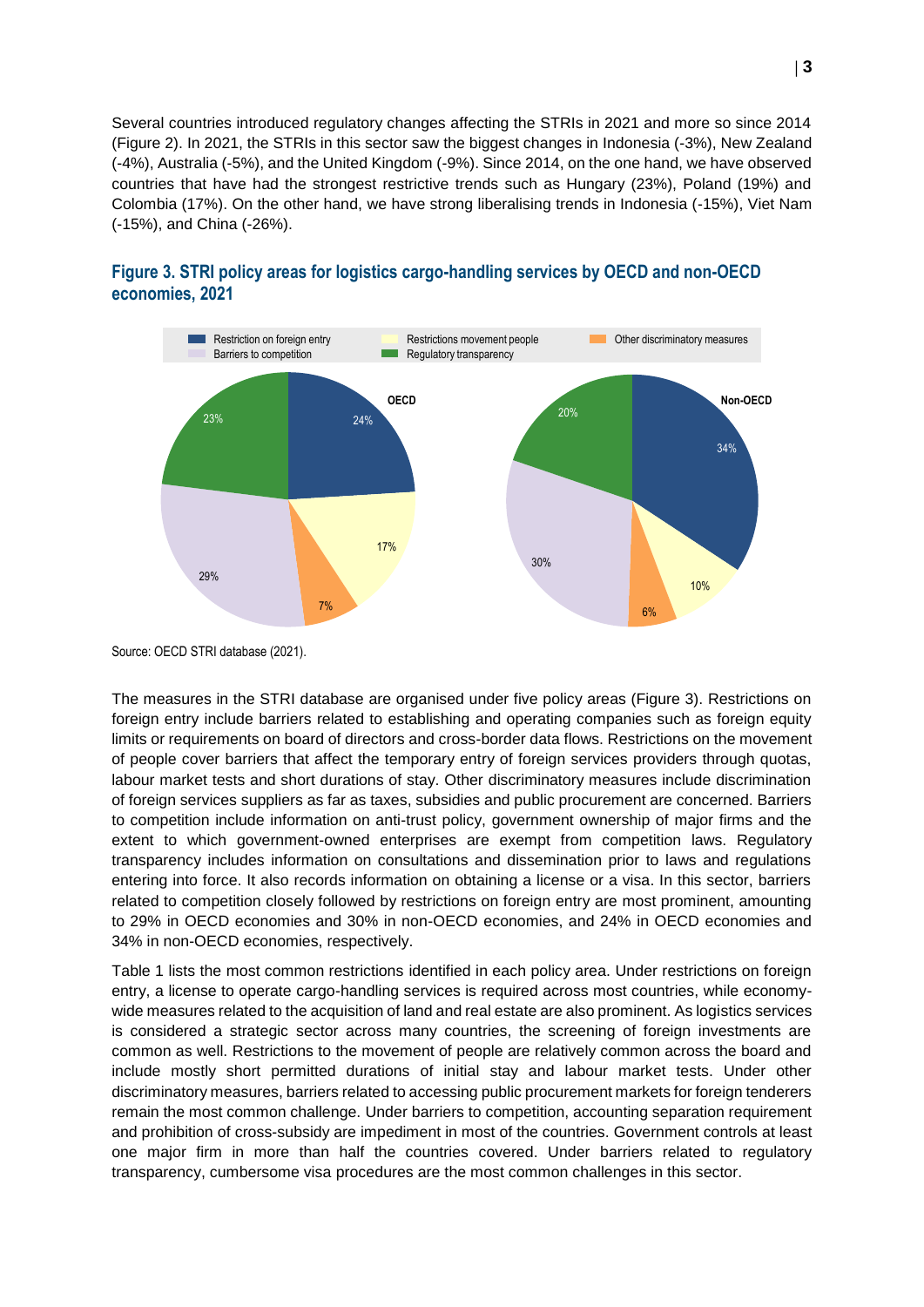Several countries introduced regulatory changes affecting the STRIs in 2021 and more so since 2014 (Figure 2). In 2021, the STRIs in this sector saw the biggest changes in Indonesia (-3%), New Zealand (-4%), Australia (-5%), and the United Kingdom (-9%). Since 2014, on the one hand, we have observed countries that have had the strongest restrictive trends such as Hungary (23%), Poland (19%) and Colombia (17%). On the other hand, we have strong liberalising trends in Indonesia (-15%), Viet Nam (-15%), and China (-26%).

### Figure 3. STRI policy areas for logistics cargo-handling services by OECD and non-OECD economies, 2021

| Policy area | OECD | Non-OECD |
|---|---|---|
| Restriction on foreign entry | 24% | 34% |
| Restrictions movement people | 17% | 10% |
| Other discriminatory measures | 7% | 6% |
| Barriers to competition | 29% | 30% |
| Regulatory transparency | 23% | 20% |

Source: OECD STRI database (2021).

The measures in the STRI database are organised under five policy areas (Figure 3). Restrictions on foreign entry include barriers related to establishing and operating companies such as foreign equity limits or requirements on board of directors and cross-border data flows. Restrictions on the movement of people cover barriers that affect the temporary entry of foreign services providers through quotas, labour market tests and short durations of stay. Other discriminatory measures include discrimination of foreign services suppliers as far as taxes, subsidies and public procurement are concerned. Barriers to competition include information on anti-trust policy, government ownership of major firms and the extent to which government-owned enterprises are exempt from competition laws. Regulatory transparency includes information on consultations and dissemination prior to laws and regulations entering into force. It also records information on obtaining a license or a visa. In this sector, barriers related to competition closely followed by restrictions on foreign entry are most prominent, amounting to 29% in OECD economies and 30% in non-OECD economies, and 24% in OECD economies and 34% in non-OECD economies, respectively.

Table 1 lists the most common restrictions identified in each policy area. Under restrictions on foreign entry, a license to operate cargo-handling services is required across most countries, while economy-wide measures related to the acquisition of land and real estate are also prominent. As logistics services is considered a strategic sector across many countries, the screening of foreign investments are common as well. Restrictions to the movement of people are relatively common across the board and include mostly short permitted durations of initial stay and labour market tests. Under other discriminatory measures, barriers related to accessing public procurement markets for foreign tenderers remain the most common challenge. Under barriers to competition, accounting separation requirement and prohibition of cross-subsidy are impediment in most of the countries. Government controls at least one major firm in more than half the countries covered. Under barriers related to regulatory transparency, cumbersome visa procedures are the most common challenges in this sector.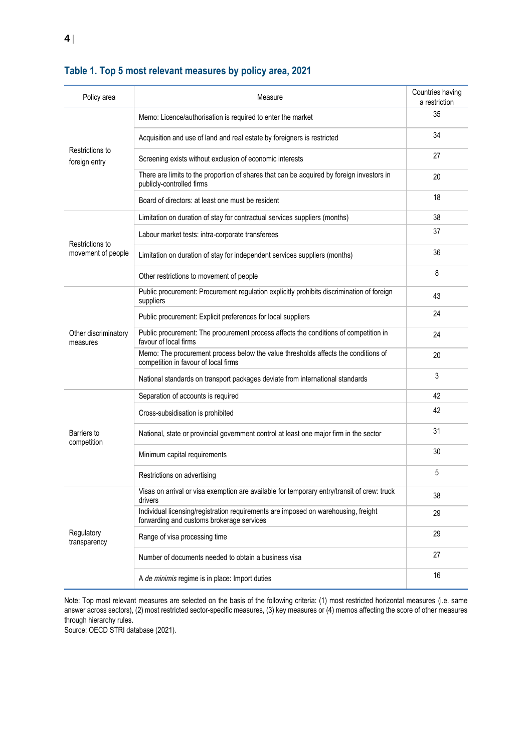### Table 1. Top 5 most relevant measures by policy area, 2021

| Policy area | Measure | Countries having a restriction |
|---|---|---|
| Restrictions to foreign entry | Memo: Licence/authorisation is required to enter the market | 35 |
| | Acquisition and use of land and real estate by foreigners is restricted | 34 |
| | Screening exists without exclusion of economic interests | 27 |
| | There are limits to the proportion of shares that can be acquired by foreign investors in publicly-controlled firms | 20 |
| | Board of directors: at least one must be resident | 18 |
| Restrictions to movement of people | Limitation on duration of stay for contractual services suppliers (months) | 38 |
| | Labour market tests: intra-corporate transferees | 37 |
| | Limitation on duration of stay for independent services suppliers (months) | 36 |
| | Other restrictions to movement of people | 8 |
| Other discriminatory measures | Public procurement: Procurement regulation explicitly prohibits discrimination of foreign suppliers | 43 |
| | Public procurement: Explicit preferences for local suppliers | 24 |
| | Public procurement: The procurement process affects the conditions of competition in favour of local firms | 24 |
| | Memo: The procurement process below the value thresholds affects the conditions of competition in favour of local firms | 20 |
| | National standards on transport packages deviate from international standards | 3 |
| Barriers to competition | Separation of accounts is required | 42 |
| | Cross-subsidisation is prohibited | 42 |
| | National, state or provincial government control at least one major firm in the sector | 31 |
| | Minimum capital requirements | 30 |
| | Restrictions on advertising | 5 |
| Regulatory transparency | Visas on arrival or visa exemption are available for temporary entry/transit of crew: truck drivers | 38 |
| | Individual licensing/registration requirements are imposed on warehousing, freight forwarding and customs brokerage services | 29 |
| | Range of visa processing time | 29 |
| | Number of documents needed to obtain a business visa | 27 |
| | A *de minimis* regime is in place: Import duties | 16 |

Note: Top most relevant measures are selected on the basis of the following criteria: (1) most restricted horizontal measures (i.e. same answer across sectors), (2) most restricted sector-specific measures, (3) key measures or (4) memos affecting the score of other measures through hierarchy rules.

Source: OECD STRI database (2021).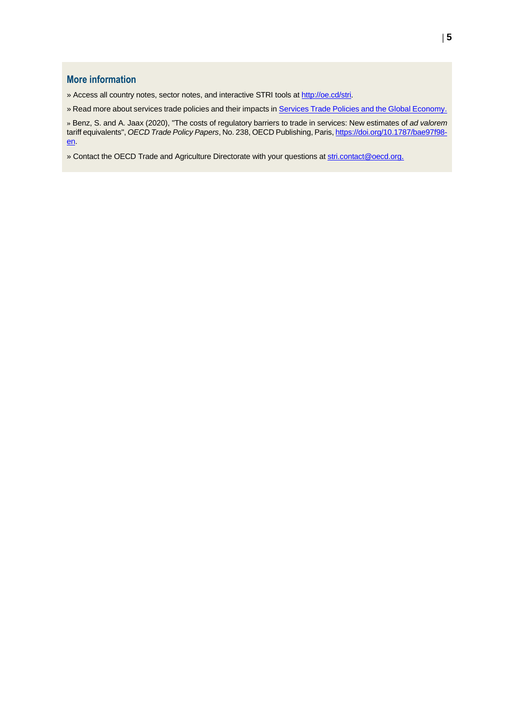## More information

» Access all country notes, sector notes, and interactive STRI tools at [http://oe.cd/stri](http://oe.cd/stri).

» Read more about services trade policies and their impacts in Services Trade Policies and the Global Economy.

» Benz, S. and A. Jaax (2020), "The costs of regulatory barriers to trade in services: New estimates of *ad valorem* tariff equivalents", *OECD Trade Policy Papers*, No. 238, OECD Publishing, Paris, [https://doi.org/10.1787/bae97f98-en](https://doi.org/10.1787/bae97f98-en).

» Contact the OECD Trade and Agriculture Directorate with your questions at [stri.contact@oecd.org](mailto:stri.contact@oecd.org).